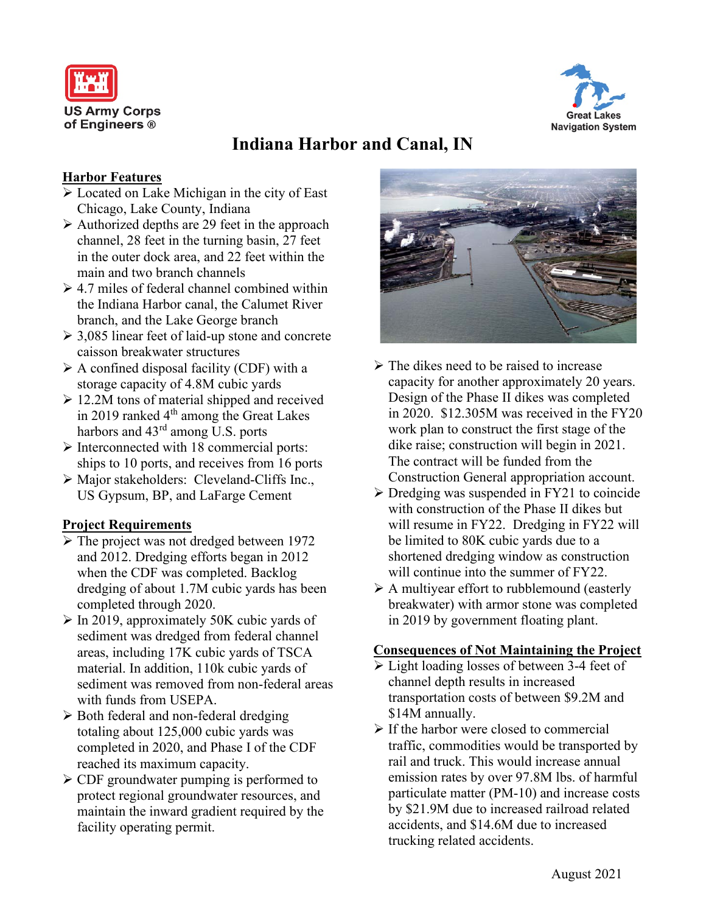US Army Corps of Engineers ®

Great Lakes Navigation System

# Indiana Harbor and Canal, IN

## Harbor Features

- Located on Lake Michigan in the city of East Chicago, Lake County, Indiana
- Authorized depths are 29 feet in the approach channel, 28 feet in the turning basin, 27 feet in the outer dock area, and 22 feet within the main and two branch channels
- 4.7 miles of federal channel combined within the Indiana Harbor canal, the Calumet River branch, and the Lake George branch
- 3,085 linear feet of laid-up stone and concrete caisson breakwater structures
- A confined disposal facility (CDF) with a storage capacity of 4.8M cubic yards
- 12.2M tons of material shipped and received in 2019 ranked 4th among the Great Lakes harbors and 43rd among U.S. ports
- Interconnected with 18 commercial ports: ships to 10 ports, and receives from 16 ports
- Major stakeholders: Cleveland-Cliffs Inc., US Gypsum, BP, and LaFarge Cement

## Project Requirements

- The project was not dredged between 1972 and 2012. Dredging efforts began in 2012 when the CDF was completed. Backlog dredging of about 1.7M cubic yards has been completed through 2020.
- In 2019, approximately 50K cubic yards of sediment was dredged from federal channel areas, including 17K cubic yards of TSCA material. In addition, 110k cubic yards of sediment was removed from non-federal areas with funds from USEPA.
- Both federal and non-federal dredging totaling about 125,000 cubic yards was completed in 2020, and Phase I of the CDF reached its maximum capacity.
- CDF groundwater pumping is performed to protect regional groundwater resources, and maintain the inward gradient required by the facility operating permit.
- The dikes need to be raised to increase capacity for another approximately 20 years. Design of the Phase II dikes was completed in 2020. $12.305M was received in the FY20 work plan to construct the first stage of the dike raise; construction will begin in 2021. The contract will be funded from the Construction General appropriation account.
- Dredging was suspended in FY21 to coincide with construction of the Phase II dikes but will resume in FY22. Dredging in FY22 will be limited to 80K cubic yards due to a shortened dredging window as construction will continue into the summer of FY22.
- A multiyear effort to rubblemound (easterly breakwater) with armor stone was completed in 2019 by government floating plant.

## Consequences of Not Maintaining the Project

- Light loading losses of between 3-4 feet of channel depth results in increased transportation costs of between $9.2M and $14M annually.
- If the harbor were closed to commercial traffic, commodities would be transported by rail and truck. This would increase annual emission rates by over 97.8M lbs. of harmful particulate matter (PM-10) and increase costs by $21.9M due to increased railroad related accidents, and $14.6M due to increased trucking related accidents.

August 2021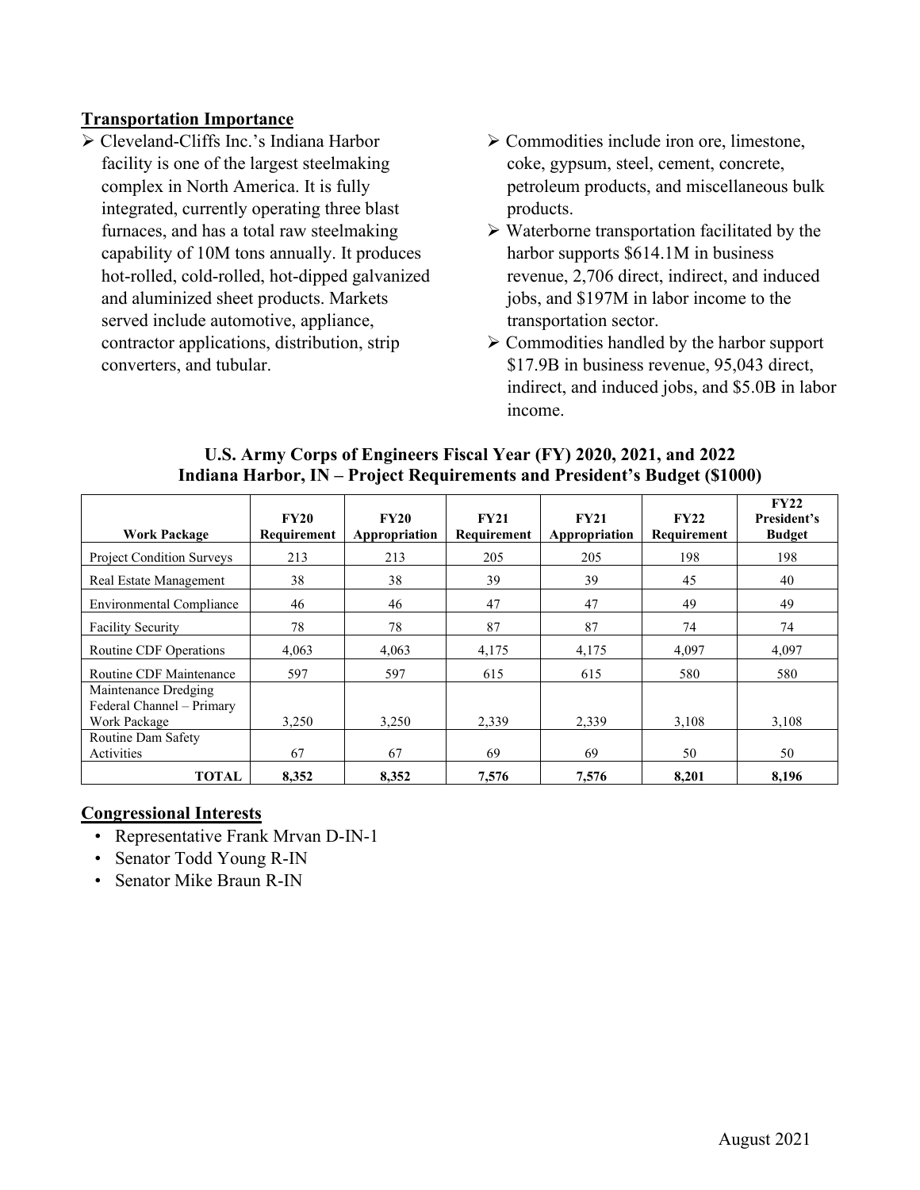## Transportation Importance

- Cleveland-Cliffs Inc.'s Indiana Harbor facility is one of the largest steelmaking complex in North America. It is fully integrated, currently operating three blast furnaces, and has a total raw steelmaking capability of 10M tons annually. It produces hot-rolled, cold-rolled, hot-dipped galvanized and aluminized sheet products. Markets served include automotive, appliance, contractor applications, distribution, strip converters, and tubular.
- Commodities include iron ore, limestone, coke, gypsum, steel, cement, concrete, petroleum products, and miscellaneous bulk products.
- Waterborne transportation facilitated by the harbor supports $614.1M in business revenue, 2,706 direct, indirect, and induced jobs, and $197M in labor income to the transportation sector.
- Commodities handled by the harbor support $17.9B in business revenue, 95,043 direct, indirect, and induced jobs, and $5.0B in labor income.

**U.S. Army Corps of Engineers Fiscal Year (FY) 2020, 2021, and 2022**
**Indiana Harbor, IN – Project Requirements and President's Budget ($1000)**

| Work Package | FY20 Requirement | FY20 Appropriation | FY21 Requirement | FY21 Appropriation | FY22 Requirement | FY22 President's Budget |
|---|---|---|---|---|---|---|
| Project Condition Surveys | 213 | 213 | 205 | 205 | 198 | 198 |
| Real Estate Management | 38 | 38 | 39 | 39 | 45 | 40 |
| Environmental Compliance | 46 | 46 | 47 | 47 | 49 | 49 |
| Facility Security | 78 | 78 | 87 | 87 | 74 | 74 |
| Routine CDF Operations | 4,063 | 4,063 | 4,175 | 4,175 | 4,097 | 4,097 |
| Routine CDF Maintenance | 597 | 597 | 615 | 615 | 580 | 580 |
| Maintenance Dredging Federal Channel – Primary Work Package | 3,250 | 3,250 | 2,339 | 2,339 | 3,108 | 3,108 |
| Routine Dam Safety Activities | 67 | 67 | 69 | 69 | 50 | 50 |
| **TOTAL** | **8,352** | **8,352** | **7,576** | **7,576** | **8,201** | **8,196** |

## Congressional Interests

- Representative Frank Mrvan D-IN-1
- Senator Todd Young R-IN
- Senator Mike Braun R-IN

August 2021